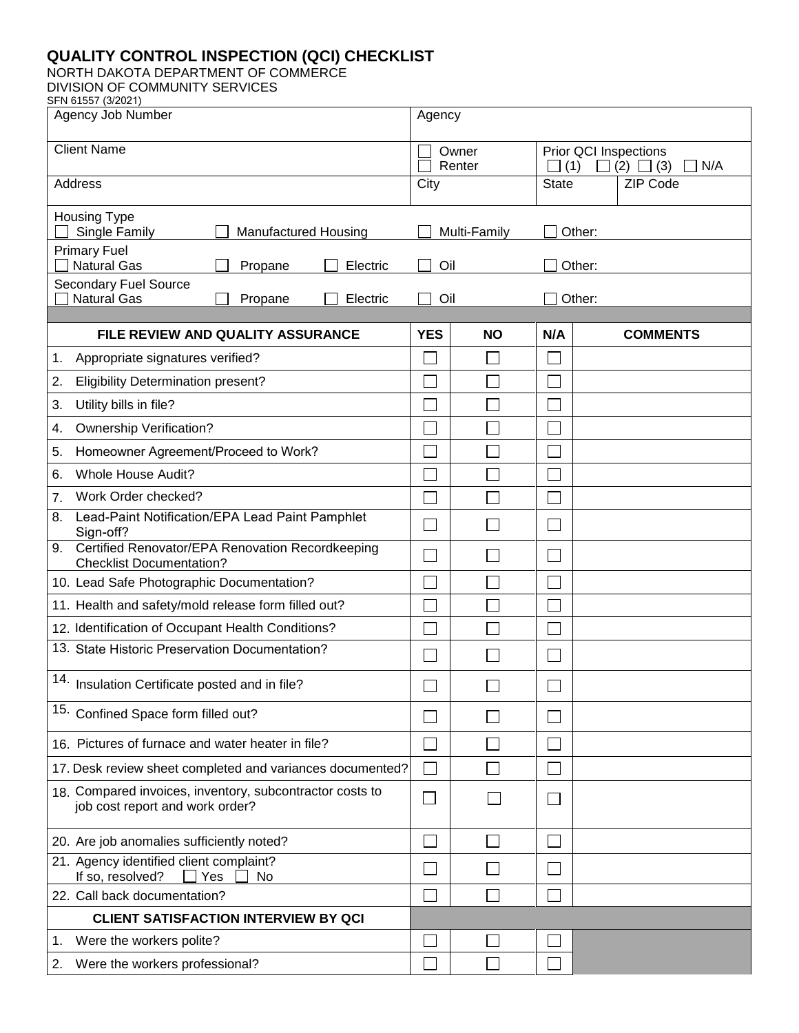# QUALITY CONTROL INSPECTION (QCI) CHECKLIST

NORTH DAKOTA DEPARTMENT OF COMMERCE
DIVISION OF COMMUNITY SERVICES
SFN 61557 (3/2021)

| Agency Job Number | Agency | | |
|---|---|---|---|
| Client Name | ☐ Owner ☐ Renter | Prior QCI Inspections ☐ (1) ☐ (2) ☐ (3) ☐ N/A | |
| Address | City | State | ZIP Code |

Housing Type
☐ Single Family ☐ Manufactured Housing ☐ Multi-Family ☐ Other:

Primary Fuel
☐ Natural Gas ☐ Propane ☐ Electric ☐ Oil ☐ Other:

Secondary Fuel Source
☐ Natural Gas ☐ Propane ☐ Electric ☐ Oil ☐ Other:

| FILE REVIEW AND QUALITY ASSURANCE | YES | NO | N/A | COMMENTS |
|---|---|---|---|---|
| 1. Appropriate signatures verified? | ☐ | ☐ | ☐ | |
| 2. Eligibility Determination present? | ☐ | ☐ | ☐ | |
| 3. Utility bills in file? | ☐ | ☐ | ☐ | |
| 4. Ownership Verification? | ☐ | ☐ | ☐ | |
| 5. Homeowner Agreement/Proceed to Work? | ☐ | ☐ | ☐ | |
| 6. Whole House Audit? | ☐ | ☐ | ☐ | |
| 7. Work Order checked? | ☐ | ☐ | ☐ | |
| 8. Lead-Paint Notification/EPA Lead Paint Pamphlet Sign-off? | ☐ | ☐ | ☐ | |
| 9. Certified Renovator/EPA Renovation Recordkeeping Checklist Documentation? | ☐ | ☐ | ☐ | |
| 10. Lead Safe Photographic Documentation? | ☐ | ☐ | ☐ | |
| 11. Health and safety/mold release form filled out? | ☐ | ☐ | ☐ | |
| 12. Identification of Occupant Health Conditions? | ☐ | ☐ | ☐ | |
| 13. State Historic Preservation Documentation? | ☐ | ☐ | ☐ | |
| 14. Insulation Certificate posted and in file? | ☐ | ☐ | ☐ | |
| 15. Confined Space form filled out? | ☐ | ☐ | ☐ | |
| 16. Pictures of furnace and water heater in file? | ☐ | ☐ | ☐ | |
| 17. Desk review sheet completed and variances documented? | ☐ | ☐ | ☐ | |
| 18. Compared invoices, inventory, subcontractor costs to job cost report and work order? | ☐ | ☐ | ☐ | |
| 20. Are job anomalies sufficiently noted? | ☐ | ☐ | ☐ | |
| 21. Agency identified client complaint? If so, resolved? ☐ Yes ☐ No | ☐ | ☐ | ☐ | |
| 22. Call back documentation? | ☐ | ☐ | ☐ | |
| **CLIENT SATISFACTION INTERVIEW BY QCI** | | | | |
| 1. Were the workers polite? | ☐ | ☐ | ☐ | |
| 2. Were the workers professional? | ☐ | ☐ | ☐ | |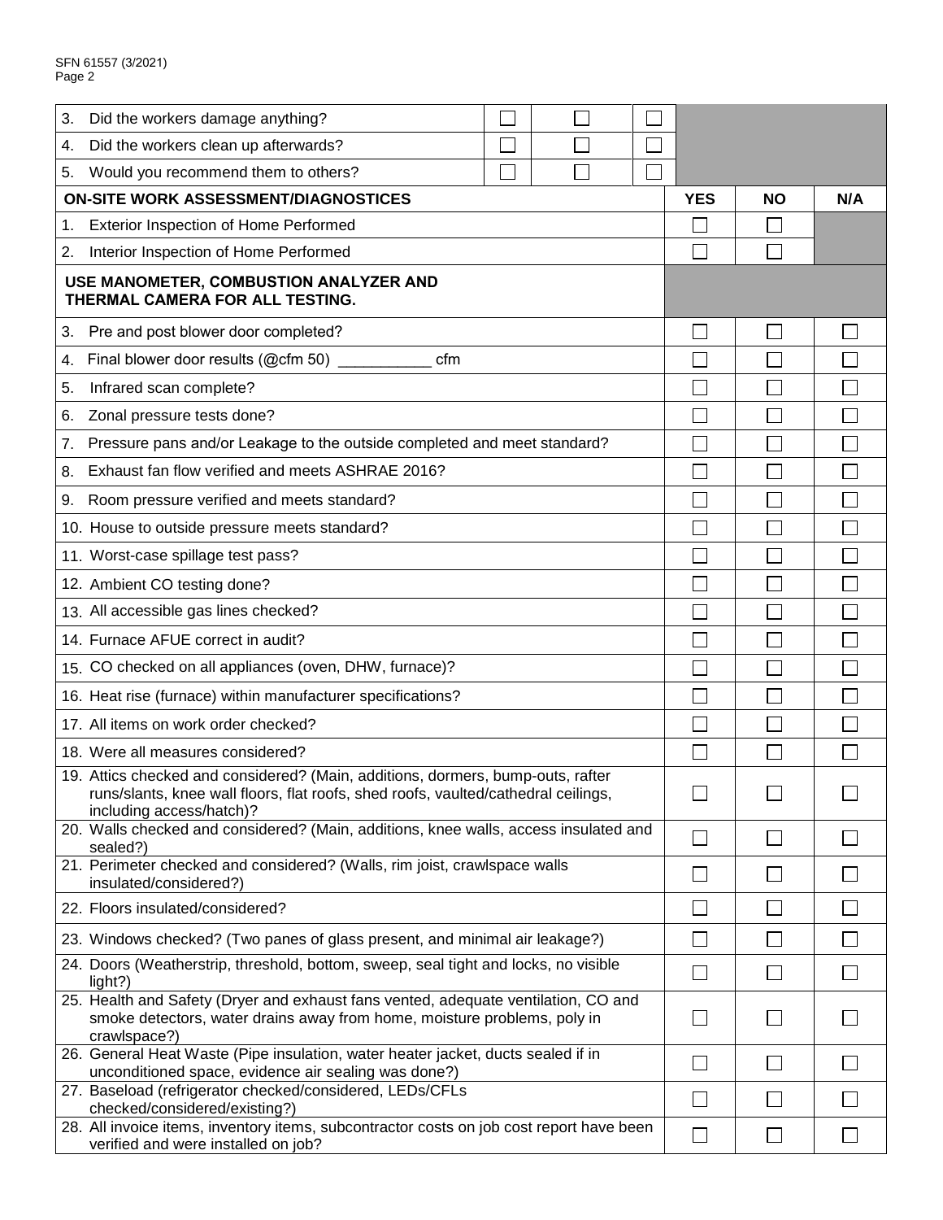| | | | | | | |
|---|---|---|---|---|---|---|
| 3. Did the workers damage anything? | ☐ | ☐ | ☐ | | | |
| 4. Did the workers clean up afterwards? | ☐ | ☐ | ☐ | | | |
| 5. Would you recommend them to others? | ☐ | ☐ | ☐ | | | |

| **ON-SITE WORK ASSESSMENT/DIAGNOSTICES** | **YES** | **NO** | **N/A** |
|---|---|---|---|
| 1. Exterior Inspection of Home Performed | ☐ | ☐ | |
| 2. Interior Inspection of Home Performed | ☐ | ☐ | |
| **USE MANOMETER, COMBUSTION ANALYZER AND THERMAL CAMERA FOR ALL TESTING.** | | | |
| 3. Pre and post blower door completed? | ☐ | ☐ | ☐ |
| 4. Final blower door results (@cfm 50) ___________ cfm | ☐ | ☐ | ☐ |
| 5. Infrared scan complete? | ☐ | ☐ | ☐ |
| 6. Zonal pressure tests done? | ☐ | ☐ | ☐ |
| 7. Pressure pans and/or Leakage to the outside completed and meet standard? | ☐ | ☐ | ☐ |
| 8. Exhaust fan flow verified and meets ASHRAE 2016? | ☐ | ☐ | ☐ |
| 9. Room pressure verified and meets standard? | ☐ | ☐ | ☐ |
| 10. House to outside pressure meets standard? | ☐ | ☐ | ☐ |
| 11. Worst-case spillage test pass? | ☐ | ☐ | ☐ |
| 12. Ambient CO testing done? | ☐ | ☐ | ☐ |
| 13. All accessible gas lines checked? | ☐ | ☐ | ☐ |
| 14. Furnace AFUE correct in audit? | ☐ | ☐ | ☐ |
| 15. CO checked on all appliances (oven, DHW, furnace)? | ☐ | ☐ | ☐ |
| 16. Heat rise (furnace) within manufacturer specifications? | ☐ | ☐ | ☐ |
| 17. All items on work order checked? | ☐ | ☐ | ☐ |
| 18. Were all measures considered? | ☐ | ☐ | ☐ |
| 19. Attics checked and considered? (Main, additions, dormers, bump-outs, rafter runs/slants, knee wall floors, flat roofs, shed roofs, vaulted/cathedral ceilings, including access/hatch)? | ☐ | ☐ | ☐ |
| 20. Walls checked and considered? (Main, additions, knee walls, access insulated and sealed?) | ☐ | ☐ | ☐ |
| 21. Perimeter checked and considered? (Walls, rim joist, crawlspace walls insulated/considered?) | ☐ | ☐ | ☐ |
| 22. Floors insulated/considered? | ☐ | ☐ | ☐ |
| 23. Windows checked? (Two panes of glass present, and minimal air leakage?) | ☐ | ☐ | ☐ |
| 24. Doors (Weatherstrip, threshold, bottom, sweep, seal tight and locks, no visible light?) | ☐ | ☐ | ☐ |
| 25. Health and Safety (Dryer and exhaust fans vented, adequate ventilation, CO and smoke detectors, water drains away from home, moisture problems, poly in crawlspace?) | ☐ | ☐ | ☐ |
| 26. General Heat Waste (Pipe insulation, water heater jacket, ducts sealed if in unconditioned space, evidence air sealing was done?) | ☐ | ☐ | ☐ |
| 27. Baseload (refrigerator checked/considered, LEDs/CFLs checked/considered/existing?) | ☐ | ☐ | ☐ |
| 28. All invoice items, inventory items, subcontractor costs on job cost report have been verified and were installed on job? | ☐ | ☐ | ☐ |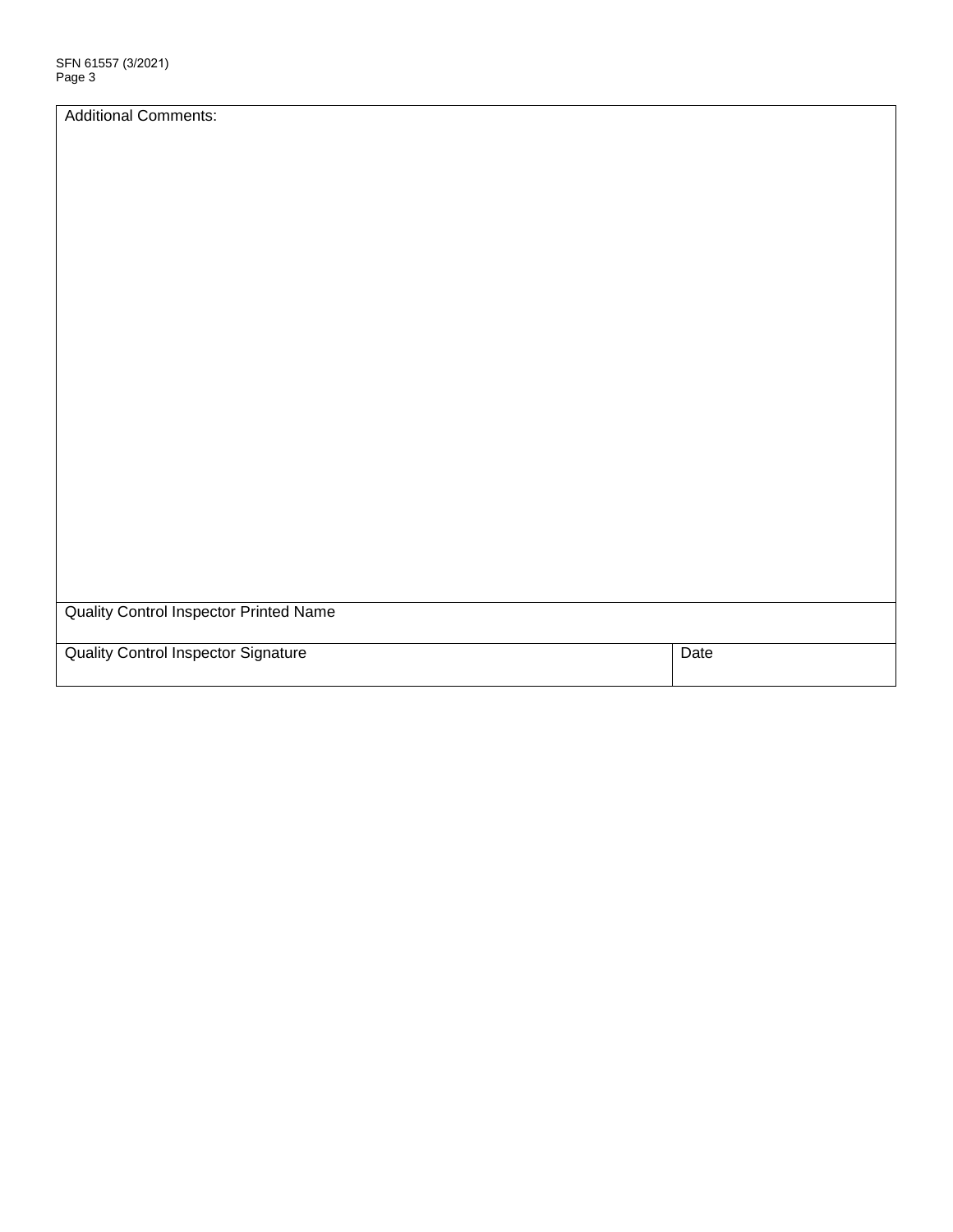Additional Comments:

| | |
|---|---|
| Quality Control Inspector Printed Name | |
| Quality Control Inspector Signature | Date |